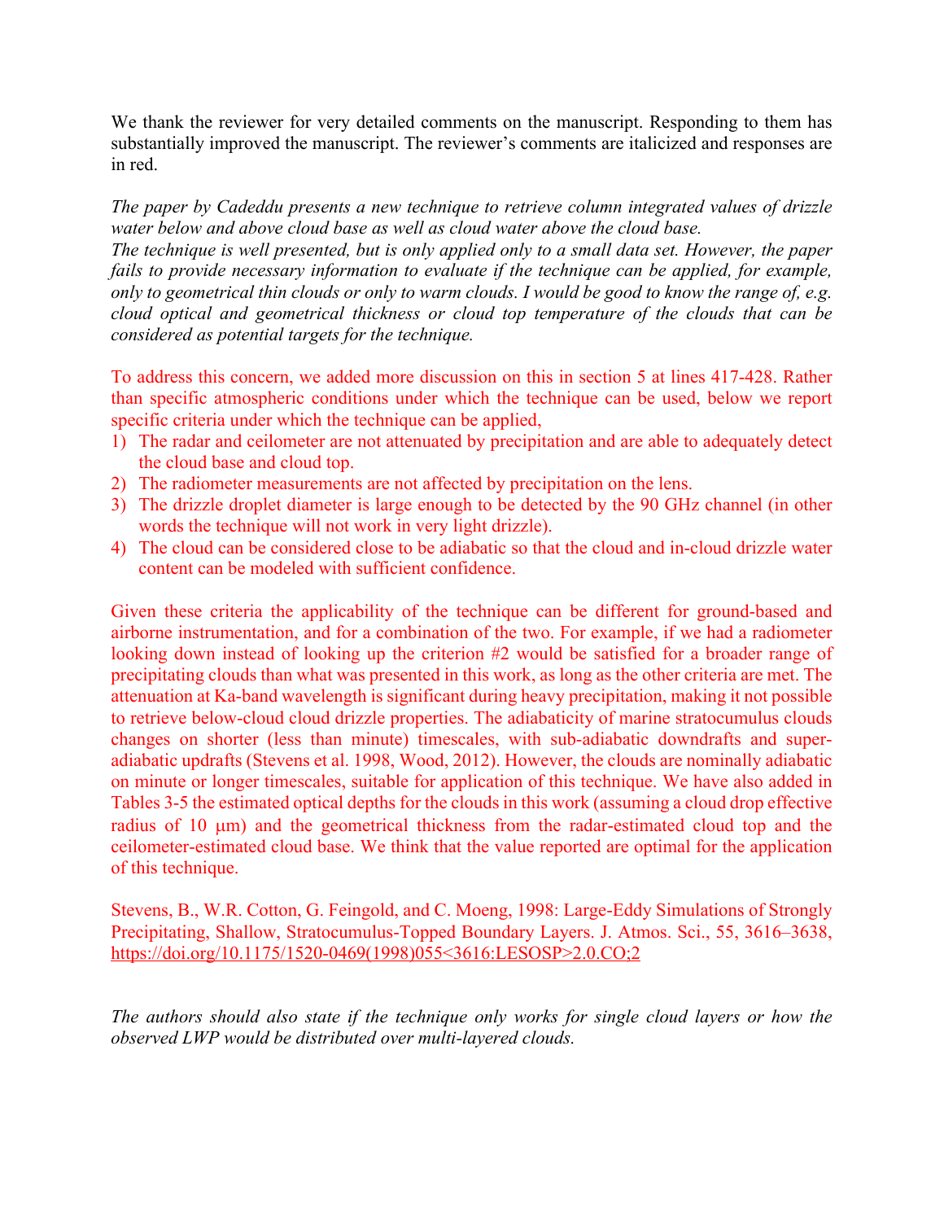We thank the reviewer for very detailed comments on the manuscript. Responding to them has substantially improved the manuscript. The reviewer's comments are italicized and responses are in red.

*The paper by Cadeddu presents a new technique to retrieve column integrated values of drizzle water below and above cloud base as well as cloud water above the cloud base.*
*The technique is well presented, but is only applied only to a small data set. However, the paper fails to provide necessary information to evaluate if the technique can be applied, for example, only to geometrical thin clouds or only to warm clouds. I would be good to know the range of, e.g. cloud optical and geometrical thickness or cloud top temperature of the clouds that can be considered as potential targets for the technique.*

To address this concern, we added more discussion on this in section 5 at lines 417-428. Rather than specific atmospheric conditions under which the technique can be used, below we report specific criteria under which the technique can be applied,

1) The radar and ceilometer are not attenuated by precipitation and are able to adequately detect the cloud base and cloud top.
2) The radiometer measurements are not affected by precipitation on the lens.
3) The drizzle droplet diameter is large enough to be detected by the 90 GHz channel (in other words the technique will not work in very light drizzle).
4) The cloud can be considered close to be adiabatic so that the cloud and in-cloud drizzle water content can be modeled with sufficient confidence.

Given these criteria the applicability of the technique can be different for ground-based and airborne instrumentation, and for a combination of the two. For example, if we had a radiometer looking down instead of looking up the criterion #2 would be satisfied for a broader range of precipitating clouds than what was presented in this work, as long as the other criteria are met. The attenuation at Ka-band wavelength is significant during heavy precipitation, making it not possible to retrieve below-cloud cloud drizzle properties. The adiabaticity of marine stratocumulus clouds changes on shorter (less than minute) timescales, with sub-adiabatic downdrafts and super-adiabatic updrafts (Stevens et al. 1998, Wood, 2012). However, the clouds are nominally adiabatic on minute or longer timescales, suitable for application of this technique. We have also added in Tables 3-5 the estimated optical depths for the clouds in this work (assuming a cloud drop effective radius of 10 μm) and the geometrical thickness from the radar-estimated cloud top and the ceilometer-estimated cloud base. We think that the value reported are optimal for the application of this technique.

Stevens, B., W.R. Cotton, G. Feingold, and C. Moeng, 1998: Large-Eddy Simulations of Strongly Precipitating, Shallow, Stratocumulus-Topped Boundary Layers. J. Atmos. Sci., 55, 3616–3638, https://doi.org/10.1175/1520-0469(1998)055<3616:LESOSP>2.0.CO;2

*The authors should also state if the technique only works for single cloud layers or how the observed LWP would be distributed over multi-layered clouds.*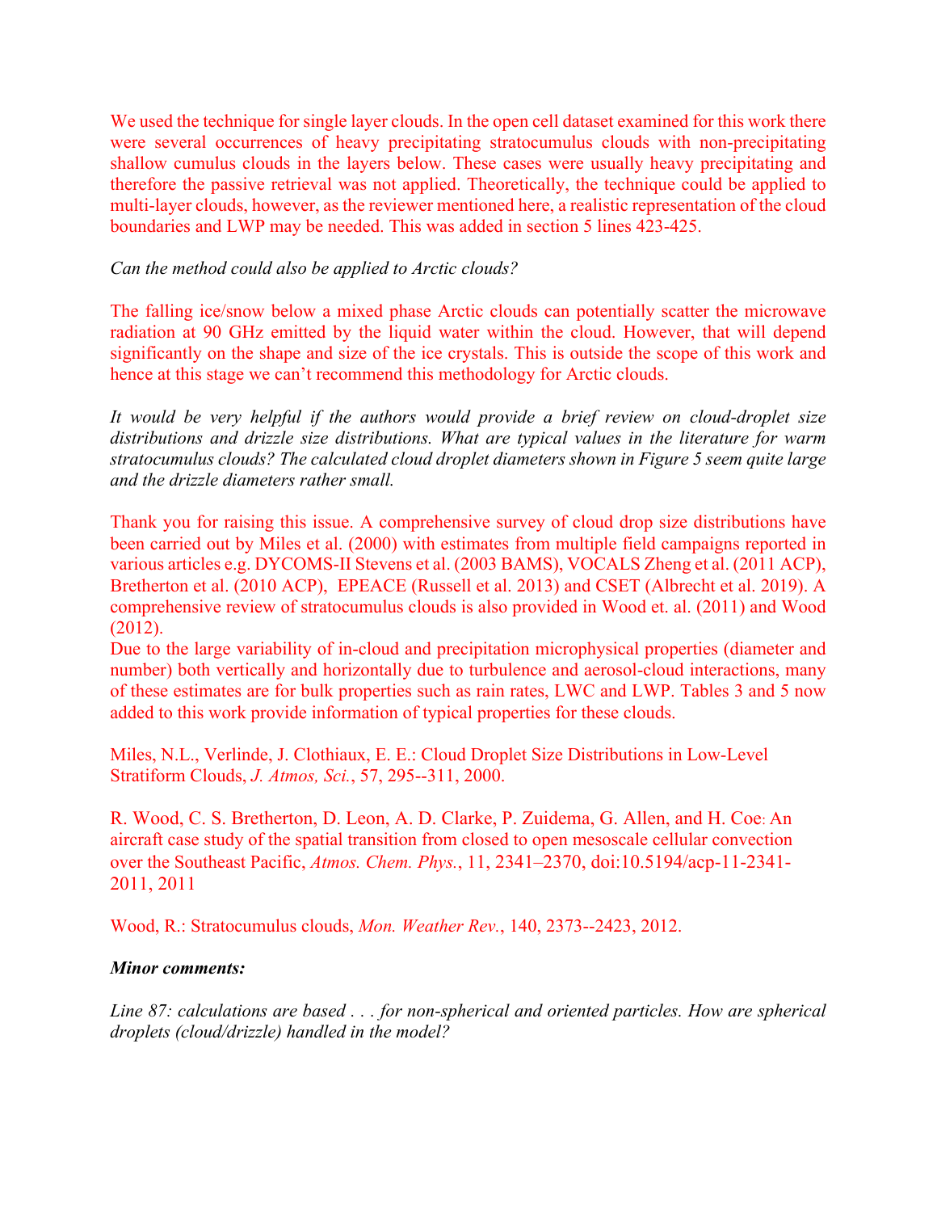We used the technique for single layer clouds. In the open cell dataset examined for this work there were several occurrences of heavy precipitating stratocumulus clouds with non-precipitating shallow cumulus clouds in the layers below. These cases were usually heavy precipitating and therefore the passive retrieval was not applied. Theoretically, the technique could be applied to multi-layer clouds, however, as the reviewer mentioned here, a realistic representation of the cloud boundaries and LWP may be needed. This was added in section 5 lines 423-425.

*Can the method could also be applied to Arctic clouds?*

The falling ice/snow below a mixed phase Arctic clouds can potentially scatter the microwave radiation at 90 GHz emitted by the liquid water within the cloud. However, that will depend significantly on the shape and size of the ice crystals. This is outside the scope of this work and hence at this stage we can't recommend this methodology for Arctic clouds.

*It would be very helpful if the authors would provide a brief review on cloud-droplet size distributions and drizzle size distributions. What are typical values in the literature for warm stratocumulus clouds? The calculated cloud droplet diameters shown in Figure 5 seem quite large and the drizzle diameters rather small.*

Thank you for raising this issue. A comprehensive survey of cloud drop size distributions have been carried out by Miles et al. (2000) with estimates from multiple field campaigns reported in various articles e.g. DYCOMS-II Stevens et al. (2003 BAMS), VOCALS Zheng et al. (2011 ACP), Bretherton et al. (2010 ACP), EPEACE (Russell et al. 2013) and CSET (Albrecht et al. 2019). A comprehensive review of stratocumulus clouds is also provided in Wood et. al. (2011) and Wood (2012).
Due to the large variability of in-cloud and precipitation microphysical properties (diameter and number) both vertically and horizontally due to turbulence and aerosol-cloud interactions, many of these estimates are for bulk properties such as rain rates, LWC and LWP. Tables 3 and 5 now added to this work provide information of typical properties for these clouds.

Miles, N.L., Verlinde, J. Clothiaux, E. E.: Cloud Droplet Size Distributions in Low-Level Stratiform Clouds, *J. Atmos, Sci.*, 57, 295--311, 2000.

R. Wood, C. S. Bretherton, D. Leon, A. D. Clarke, P. Zuidema, G. Allen, and H. Coe: An aircraft case study of the spatial transition from closed to open mesoscale cellular convection over the Southeast Pacific, *Atmos. Chem. Phys.*, 11, 2341–2370, doi:10.5194/acp-11-2341-2011, 2011

Wood, R.: Stratocumulus clouds, *Mon. Weather Rev.*, 140, 2373--2423, 2012.

***Minor comments:***

*Line 87: calculations are based . . . for non-spherical and oriented particles. How are spherical droplets (cloud/drizzle) handled in the model?*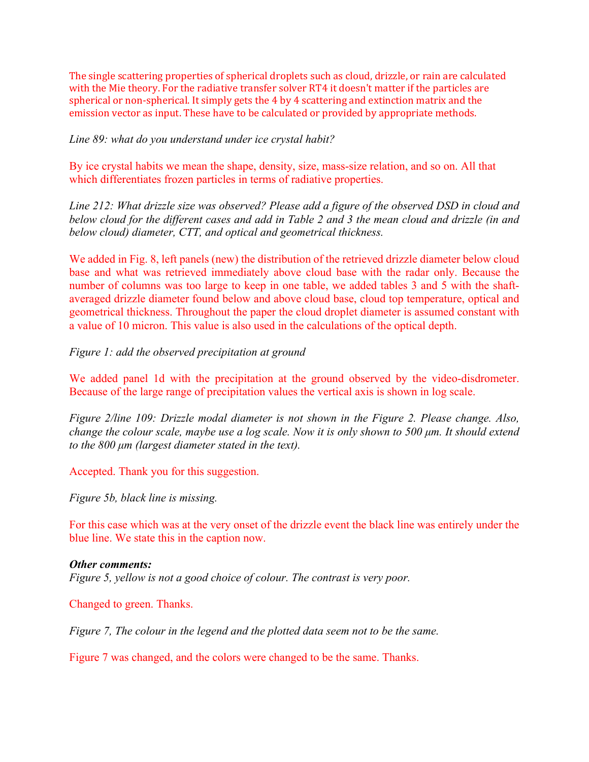The single scattering properties of spherical droplets such as cloud, drizzle, or rain are calculated with the Mie theory. For the radiative transfer solver RT4 it doesn't matter if the particles are spherical or non-spherical. It simply gets the 4 by 4 scattering and extinction matrix and the emission vector as input. These have to be calculated or provided by appropriate methods.

*Line 89: what do you understand under ice crystal habit?*

By ice crystal habits we mean the shape, density, size, mass-size relation, and so on. All that which differentiates frozen particles in terms of radiative properties.

*Line 212: What drizzle size was observed? Please add a figure of the observed DSD in cloud and below cloud for the different cases and add in Table 2 and 3 the mean cloud and drizzle (in and below cloud) diameter, CTT, and optical and geometrical thickness.*

We added in Fig. 8, left panels (new) the distribution of the retrieved drizzle diameter below cloud base and what was retrieved immediately above cloud base with the radar only. Because the number of columns was too large to keep in one table, we added tables 3 and 5 with the shaft-averaged drizzle diameter found below and above cloud base, cloud top temperature, optical and geometrical thickness. Throughout the paper the cloud droplet diameter is assumed constant with a value of 10 micron. This value is also used in the calculations of the optical depth.

*Figure 1: add the observed precipitation at ground*

We added panel 1d with the precipitation at the ground observed by the video-disdrometer. Because of the large range of precipitation values the vertical axis is shown in log scale.

*Figure 2/line 109: Drizzle modal diameter is not shown in the Figure 2. Please change. Also, change the colour scale, maybe use a log scale. Now it is only shown to 500 µm. It should extend to the 800 µm (largest diameter stated in the text).*

Accepted. Thank you for this suggestion.

*Figure 5b, black line is missing.*

For this case which was at the very onset of the drizzle event the black line was entirely under the blue line. We state this in the caption now.

***Other comments:***

*Figure 5, yellow is not a good choice of colour. The contrast is very poor.*

Changed to green. Thanks.

*Figure 7, The colour in the legend and the plotted data seem not to be the same.*

Figure 7 was changed, and the colors were changed to be the same. Thanks.